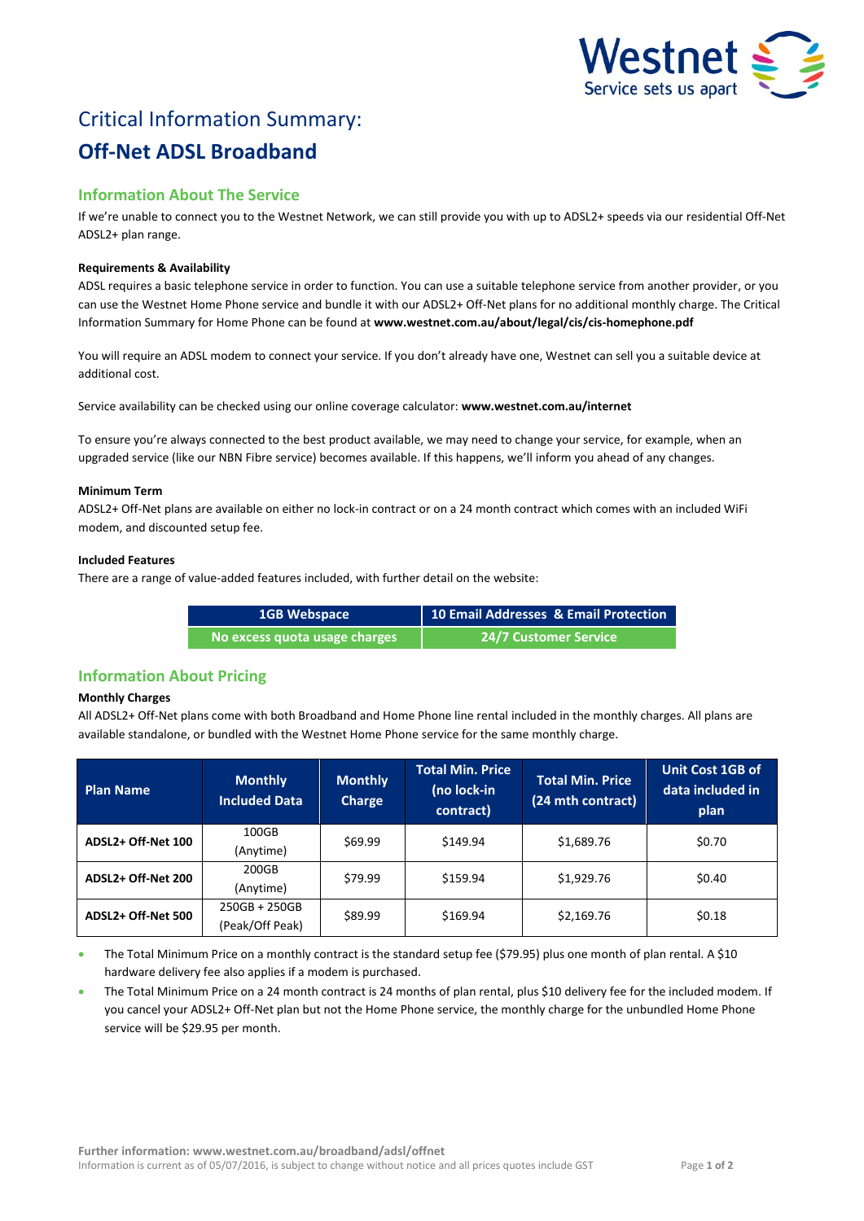# Critical Information Summary:

# Off-Net ADSL Broadband

## Information About The Service

If we're unable to connect you to the Westnet Network, we can still provide you with up to ADSL2+ speeds via our residential Off-Net ADSL2+ plan range.

### Requirements & Availability

ADSL requires a basic telephone service in order to function. You can use a suitable telephone service from another provider, or you can use the Westnet Home Phone service and bundle it with our ADSL2+ Off-Net plans for no additional monthly charge. The Critical Information Summary for Home Phone can be found at **www.westnet.com.au/about/legal/cis/cis-homephone.pdf**

You will require an ADSL modem to connect your service. If you don't already have one, Westnet can sell you a suitable device at additional cost.

Service availability can be checked using our online coverage calculator: **www.westnet.com.au/internet**

To ensure you're always connected to the best product available, we may need to change your service, for example, when an upgraded service (like our NBN Fibre service) becomes available. If this happens, we'll inform you ahead of any changes.

### Minimum Term

ADSL2+ Off-Net plans are available on either no lock-in contract or on a 24 month contract which comes with an included WiFi modem, and discounted setup fee.

### Included Features

There are a range of value-added features included, with further detail on the website:

| 1GB Webspace | 10 Email Addresses & Email Protection |
|---|---|
| No excess quota usage charges | 24/7 Customer Service |

## Information About Pricing

### Monthly Charges

All ADSL2+ Off-Net plans come with both Broadband and Home Phone line rental included in the monthly charges. All plans are available standalone, or bundled with the Westnet Home Phone service for the same monthly charge.

| Plan Name | Monthly Included Data | Monthly Charge | Total Min. Price (no lock-in contract) | Total Min. Price (24 mth contract) | Unit Cost 1GB of data included in plan |
|---|---|---|---|---|---|
| ADSL2+ Off-Net 100 | 100GB (Anytime) | $69.99 | $149.94 | $1,689.76 | $0.70 |
| ADSL2+ Off-Net 200 | 200GB (Anytime) | $79.99 | $159.94 | $1,929.76 | $0.40 |
| ADSL2+ Off-Net 500 | 250GB + 250GB (Peak/Off Peak) | $89.99 | $169.94 | $2,169.76 | $0.18 |

- The Total Minimum Price on a monthly contract is the standard setup fee ($79.95) plus one month of plan rental. A $10 hardware delivery fee also applies if a modem is purchased.
- The Total Minimum Price on a 24 month contract is 24 months of plan rental, plus $10 delivery fee for the included modem. If you cancel your ADSL2+ Off-Net plan but not the Home Phone service, the monthly charge for the unbundled Home Phone service will be $29.95 per month.

**Further information: www.westnet.com.au/broadband/adsl/offnet**
Information is current as of 05/07/2016, is subject to change without notice and all prices quotes include GST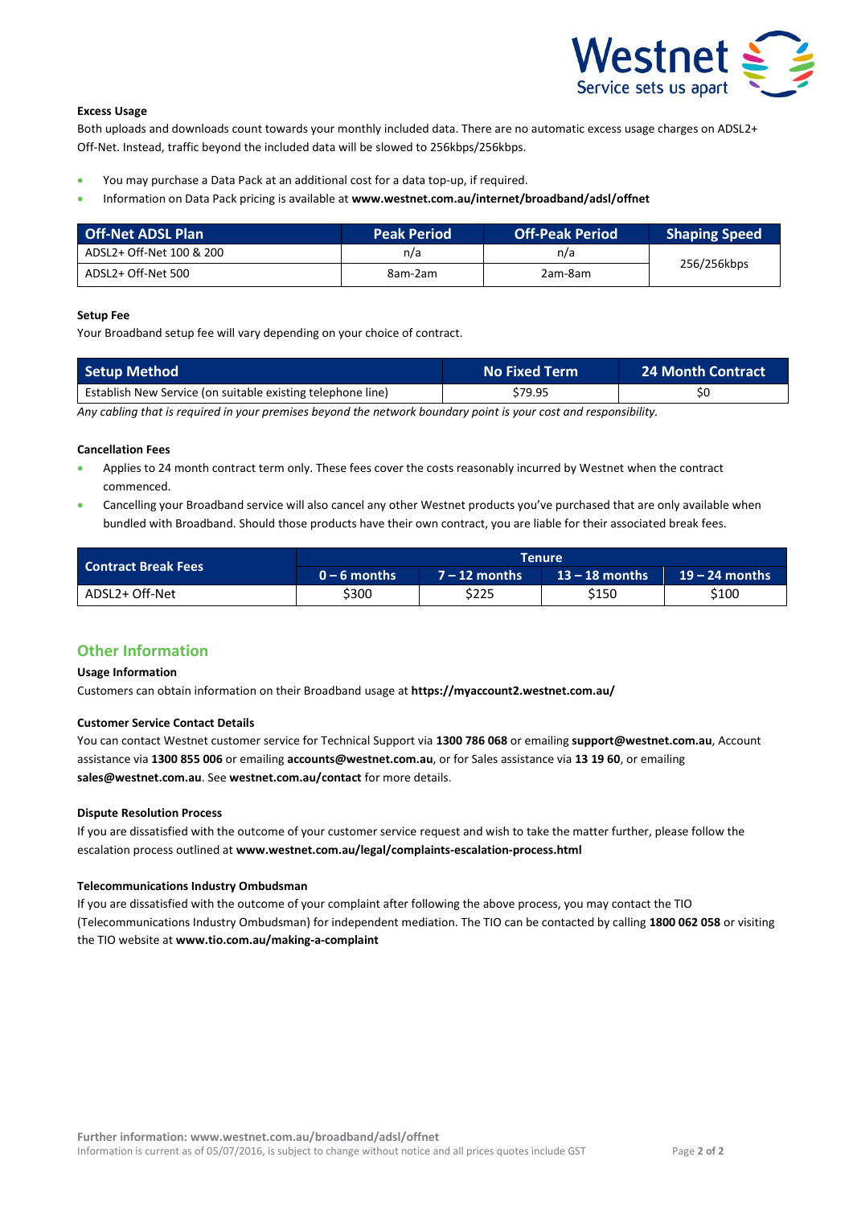**Excess Usage**

Both uploads and downloads count towards your monthly included data. There are no automatic excess usage charges on ADSL2+ Off-Net. Instead, traffic beyond the included data will be slowed to 256kbps/256kbps.

- You may purchase a Data Pack at an additional cost for a data top-up, if required.
- Information on Data Pack pricing is available at **www.westnet.com.au/internet/broadband/adsl/offnet**

| Off-Net ADSL Plan | Peak Period | Off-Peak Period | Shaping Speed |
|---|---|---|---|
| ADSL2+ Off-Net 100 & 200 | n/a | n/a | 256/256kbps |
| ADSL2+ Off-Net 500 | 8am-2am | 2am-8am | |

**Setup Fee**

Your Broadband setup fee will vary depending on your choice of contract.

| Setup Method | No Fixed Term | 24 Month Contract |
|---|---|---|
| Establish New Service (on suitable existing telephone line) | $79.95 | $0 |

*Any cabling that is required in your premises beyond the network boundary point is your cost and responsibility.*

**Cancellation Fees**

- Applies to 24 month contract term only. These fees cover the costs reasonably incurred by Westnet when the contract commenced.
- Cancelling your Broadband service will also cancel any other Westnet products you've purchased that are only available when bundled with Broadband. Should those products have their own contract, you are liable for their associated break fees.

| Contract Break Fees | Tenure | | | |
|---|---|---|---|---|
| | 0 – 6 months | 7 – 12 months | 13 – 18 months | 19 – 24 months |
| ADSL2+ Off-Net | $300 | $225 | $150 | $100 |

## Other Information

**Usage Information**

Customers can obtain information on their Broadband usage at **https://myaccount2.westnet.com.au/**

**Customer Service Contact Details**

You can contact Westnet customer service for Technical Support via **1300 786 068** or emailing **support@westnet.com.au**, Account assistance via **1300 855 006** or emailing **accounts@westnet.com.au**, or for Sales assistance via **13 19 60**, or emailing **sales@westnet.com.au**. See **westnet.com.au/contact** for more details.

**Dispute Resolution Process**

If you are dissatisfied with the outcome of your customer service request and wish to take the matter further, please follow the escalation process outlined at **www.westnet.com.au/legal/complaints-escalation-process.html**

**Telecommunications Industry Ombudsman**

If you are dissatisfied with the outcome of your complaint after following the above process, you may contact the TIO (Telecommunications Industry Ombudsman) for independent mediation. The TIO can be contacted by calling **1800 062 058** or visiting the TIO website at **www.tio.com.au/making-a-complaint**

**Further information: www.westnet.com.au/broadband/adsl/offnet**
Information is current as of 05/07/2016, is subject to change without notice and all prices quotes include GST